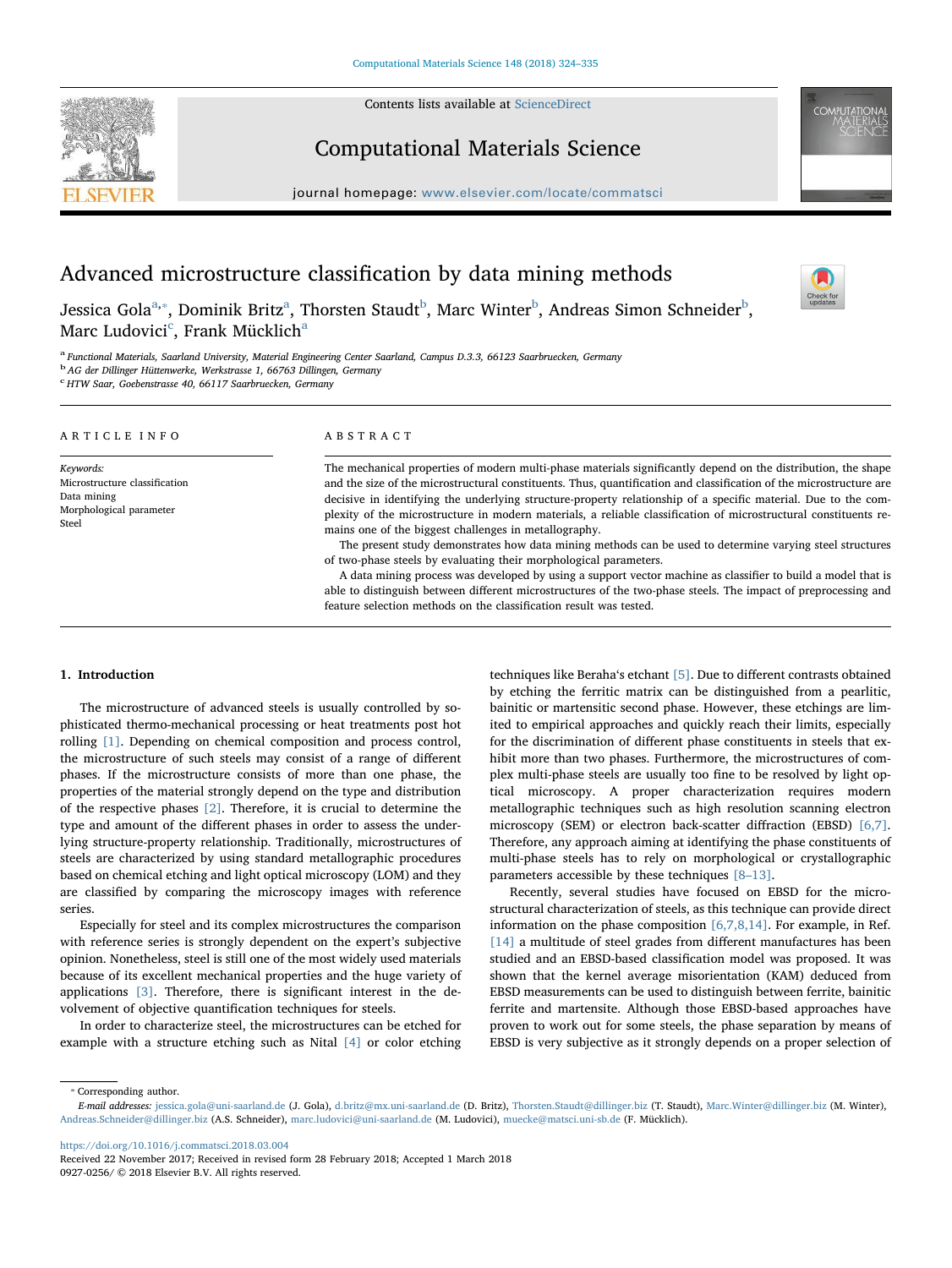# Advanced microstructure classification by data mining methods

Jessica Gola[a,*], Dominik Britz[a], Thorsten Staudt[b], Marc Winter[b], Andreas Simon Schneider[b], Marc Ludovici[c], Frank Mücklich[a]

[a] *Functional Materials, Saarland University, Material Engineering Center Saarland, Campus D.3.3, 66123 Saarbruecken, Germany*
[b] *AG der Dillinger Hüttenwerke, Werkstrasse 1, 66763 Dillingen, Germany*
[c] *HTW Saar, Goebenstrasse 40, 66117 Saarbruecken, Germany*

## ARTICLE INFO

*Keywords:*
Microstructure classification
Data mining
Morphological parameter
Steel

## ABSTRACT

The mechanical properties of modern multi-phase materials significantly depend on the distribution, the shape and the size of the microstructural constituents. Thus, quantification and classification of the microstructure are decisive in identifying the underlying structure-property relationship of a specific material. Due to the complexity of the microstructure in modern materials, a reliable classification of microstructural constituents remains one of the biggest challenges in metallography.

The present study demonstrates how data mining methods can be used to determine varying steel structures of two-phase steels by evaluating their morphological parameters.

A data mining process was developed by using a support vector machine as classifier to build a model that is able to distinguish between different microstructures of the two-phase steels. The impact of preprocessing and feature selection methods on the classification result was tested.

## 1. Introduction

The microstructure of advanced steels is usually controlled by sophisticated thermo-mechanical processing or heat treatments post hot rolling [1]. Depending on chemical composition and process control, the microstructure of such steels may consist of a range of different phases. If the microstructure consists of more than one phase, the properties of the material strongly depend on the type and distribution of the respective phases [2]. Therefore, it is crucial to determine the type and amount of the different phases in order to assess the underlying structure-property relationship. Traditionally, microstructures of steels are characterized by using standard metallographic procedures based on chemical etching and light optical microscopy (LOM) and they are classified by comparing the microscopy images with reference series.

Especially for steel and its complex microstructures the comparison with reference series is strongly dependent on the expert's subjective opinion. Nonetheless, steel is still one of the most widely used materials because of its excellent mechanical properties and the huge variety of applications [3]. Therefore, there is significant interest in the devolvement of objective quantification techniques for steels.

In order to characterize steel, the microstructures can be etched for example with a structure etching such as Nital [4] or color etching techniques like Beraha's etchant [5]. Due to different contrasts obtained by etching the ferritic matrix can be distinguished from a pearlitic, bainitic or martensitic second phase. However, these etchings are limited to empirical approaches and quickly reach their limits, especially for the discrimination of different phase constituents in steels that exhibit more than two phases. Furthermore, the microstructures of complex multi-phase steels are usually too fine to be resolved by light optical microscopy. A proper characterization requires modern metallographic techniques such as high resolution scanning electron microscopy (SEM) or electron back-scatter diffraction (EBSD) [6,7]. Therefore, any approach aiming at identifying the phase constituents of multi-phase steels has to rely on morphological or crystallographic parameters accessible by these techniques [8–13].

Recently, several studies have focused on EBSD for the microstructural characterization of steels, as this technique can provide direct information on the phase composition [6,7,8,14]. For example, in Ref. [14] a multitude of steel grades from different manufactures has been studied and an EBSD-based classification model was proposed. It was shown that the kernel average misorientation (KAM) deduced from EBSD measurements can be used to distinguish between ferrite, bainitic ferrite and martensite. Although those EBSD-based approaches have proven to work out for some steels, the phase separation by means of EBSD is very subjective as it strongly depends on a proper selection of

* Corresponding author.
*E-mail addresses:* jessica.gola@uni-saarland.de (J. Gola), d.britz@mx.uni-saarland.de (D. Britz), Thorsten.Staudt@dillinger.biz (T. Staudt), Marc.Winter@dillinger.biz (M. Winter), Andreas.Schneider@dillinger.biz (A.S. Schneider), marc.ludovici@uni-saarland.de (M. Ludovici), muecke@matsci.uni-sb.de (F. Mücklich).

https://doi.org/10.1016/j.commatsci.2018.03.004
Received 22 November 2017; Received in revised form 28 February 2018; Accepted 1 March 2018
0927-0256/ © 2018 Elsevier B.V. All rights reserved.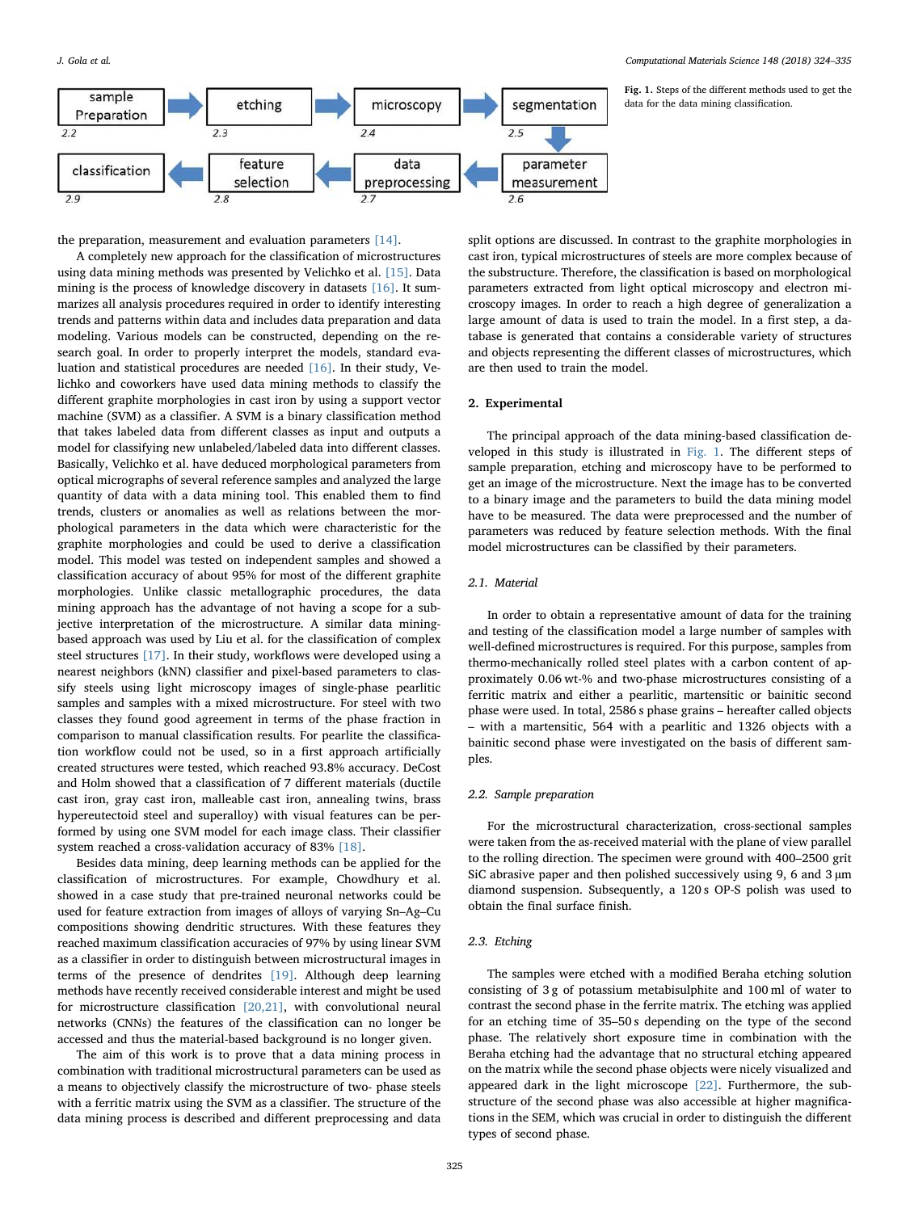sample Preparation
2.2
etching
2.3
microscopy
2.4
segmentation
2.5
parameter measurement
2.6
data preprocessing
2.7
feature selection
2.8
classification
2.9

**Fig. 1.** Steps of the different methods used to get the data for the data mining classification.

the preparation, measurement and evaluation parameters [14].

A completely new approach for the classification of microstructures using data mining methods was presented by Velichko et al. [15]. Data mining is the process of knowledge discovery in datasets [16]. It summarizes all analysis procedures required in order to identify interesting trends and patterns within data and includes data preparation and data modeling. Various models can be constructed, depending on the research goal. In order to properly interpret the models, standard evaluation and statistical procedures are needed [16]. In their study, Velichko and coworkers have used data mining methods to classify the different graphite morphologies in cast iron by using a support vector machine (SVM) as a classifier. A SVM is a binary classification method that takes labeled data from different classes as input and outputs a model for classifying new unlabeled/labeled data into different classes. Basically, Velichko et al. have deduced morphological parameters from optical micrographs of several reference samples and analyzed the large quantity of data with a data mining tool. This enabled them to find trends, clusters or anomalies as well as relations between the morphological parameters in the data which were characteristic for the graphite morphologies and could be used to derive a classification model. This model was tested on independent samples and showed a classification accuracy of about 95% for most of the different graphite morphologies. Unlike classic metallographic procedures, the data mining approach has the advantage of not having a scope for a subjective interpretation of the microstructure. A similar data mining-based approach was used by Liu et al. for the classification of complex steel structures [17]. In their study, workflows were developed using a nearest neighbors (kNN) classifier and pixel-based parameters to classify steels using light microscopy images of single-phase pearlitic samples and samples with a mixed microstructure. For steel with two classes they found good agreement in terms of the phase fraction in comparison to manual classification results. For pearlite the classification workflow could not be used, so in a first approach artificially created structures were tested, which reached 93.8% accuracy. DeCost and Holm showed that a classification of 7 different materials (ductile cast iron, gray cast iron, malleable cast iron, annealing twins, brass hypereutectoid steel and superalloy) with visual features can be performed by using one SVM model for each image class. Their classifier system reached a cross-validation accuracy of 83% [18].

Besides data mining, deep learning methods can be applied for the classification of microstructures. For example, Chowdhury et al. showed in a case study that pre-trained neuronal networks could be used for feature extraction from images of alloys of varying Sn–Ag–Cu compositions showing dendritic structures. With these features they reached maximum classification accuracies of 97% by using linear SVM as a classifier in order to distinguish between microstructural images in terms of the presence of dendrites [19]. Although deep learning methods have recently received considerable interest and might be used for microstructure classification [20,21], with convolutional neural networks (CNNs) the features of the classification can no longer be accessed and thus the material-based background is no longer given.

The aim of this work is to prove that a data mining process in combination with traditional microstructural parameters can be used as a means to objectively classify the microstructure of two- phase steels with a ferritic matrix using the SVM as a classifier. The structure of the data mining process is described and different preprocessing and data split options are discussed. In contrast to the graphite morphologies in cast iron, typical microstructures of steels are more complex because of the substructure. Therefore, the classification is based on morphological parameters extracted from light optical microscopy and electron microscopy images. In order to reach a high degree of generalization a large amount of data is used to train the model. In a first step, a database is generated that contains a considerable variety of structures and objects representing the different classes of microstructures, which are then used to train the model.

## 2. Experimental

The principal approach of the data mining-based classification developed in this study is illustrated in Fig. 1. The different steps of sample preparation, etching and microscopy have to be performed to get an image of the microstructure. Next the image has to be converted to a binary image and the parameters to build the data mining model have to be measured. The data were preprocessed and the number of parameters was reduced by feature selection methods. With the final model microstructures can be classified by their parameters.

### 2.1. Material

In order to obtain a representative amount of data for the training and testing of the classification model a large number of samples with well-defined microstructures is required. For this purpose, samples from thermo-mechanically rolled steel plates with a carbon content of approximately 0.06 wt-% and two-phase microstructures consisting of a ferritic matrix and either a pearlitic, martensitic or bainitic second phase were used. In total, 2586 s phase grains – hereafter called objects – with a martensitic, 564 with a pearlitic and 1326 objects with a bainitic second phase were investigated on the basis of different samples.

### 2.2. Sample preparation

For the microstructural characterization, cross-sectional samples were taken from the as-received material with the plane of view parallel to the rolling direction. The specimen were ground with 400–2500 grit SiC abrasive paper and then polished successively using 9, 6 and 3 µm diamond suspension. Subsequently, a 120 s OP-S polish was used to obtain the final surface finish.

### 2.3. Etching

The samples were etched with a modified Beraha etching solution consisting of 3 g of potassium metabisulphite and 100 ml of water to contrast the second phase in the ferrite matrix. The etching was applied for an etching time of 35–50 s depending on the type of the second phase. The relatively short exposure time in combination with the Beraha etching had the advantage that no structural etching appeared on the matrix while the second phase objects were nicely visualized and appeared dark in the light microscope [22]. Furthermore, the substructure of the second phase was also accessible at higher magnifications in the SEM, which was crucial in order to distinguish the different types of second phase.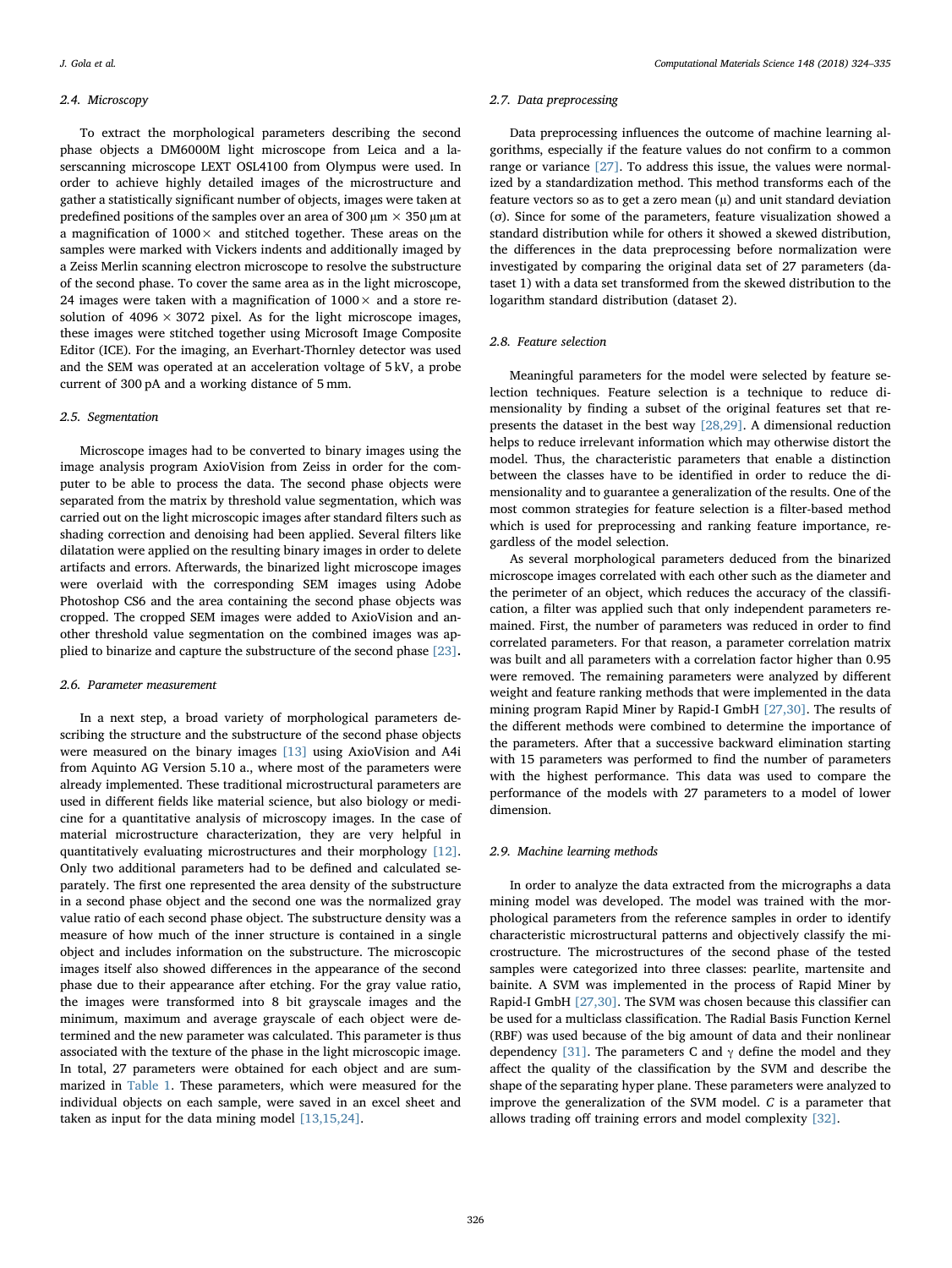### 2.4. Microscopy

To extract the morphological parameters describing the second phase objects a DM6000M light microscope from Leica and a laserscanning microscope LEXT OSL4100 from Olympus were used. In order to achieve highly detailed images of the microstructure and gather a statistically significant number of objects, images were taken at predefined positions of the samples over an area of 300 µm × 350 µm at a magnification of 1000× and stitched together. These areas on the samples were marked with Vickers indents and additionally imaged by a Zeiss Merlin scanning electron microscope to resolve the substructure of the second phase. To cover the same area as in the light microscope, 24 images were taken with a magnification of 1000× and a store resolution of 4096 × 3072 pixel. As for the light microscope images, these images were stitched together using Microsoft Image Composite Editor (ICE). For the imaging, an Everhart-Thornley detector was used and the SEM was operated at an acceleration voltage of 5 kV, a probe current of 300 pA and a working distance of 5 mm.

### 2.5. Segmentation

Microscope images had to be converted to binary images using the image analysis program AxioVision from Zeiss in order for the computer to be able to process the data. The second phase objects were separated from the matrix by threshold value segmentation, which was carried out on the light microscopic images after standard filters such as shading correction and denoising had been applied. Several filters like dilatation were applied on the resulting binary images in order to delete artifacts and errors. Afterwards, the binarized light microscope images were overlaid with the corresponding SEM images using Adobe Photoshop CS6 and the area containing the second phase objects was cropped. The cropped SEM images were added to AxioVision and another threshold value segmentation on the combined images was applied to binarize and capture the substructure of the second phase [23].

### 2.6. Parameter measurement

In a next step, a broad variety of morphological parameters describing the structure and the substructure of the second phase objects were measured on the binary images [13] using AxioVision and A4i from Aquinto AG Version 5.10 a., where most of the parameters were already implemented. These traditional microstructural parameters are used in different fields like material science, but also biology or medicine for a quantitative analysis of microscopy images. In the case of material microstructure characterization, they are very helpful in quantitatively evaluating microstructures and their morphology [12]. Only two additional parameters had to be defined and calculated separately. The first one represented the area density of the substructure in a second phase object and the second one was the normalized gray value ratio of each second phase object. The substructure density was a measure of how much of the inner structure is contained in a single object and includes information on the substructure. The microscopic images itself also showed differences in the appearance of the second phase due to their appearance after etching. For the gray value ratio, the images were transformed into 8 bit grayscale images and the minimum, maximum and average grayscale of each object were determined and the new parameter was calculated. This parameter is thus associated with the texture of the phase in the light microscopic image. In total, 27 parameters were obtained for each object and are summarized in Table 1. These parameters, which were measured for the individual objects on each sample, were saved in an excel sheet and taken as input for the data mining model [13,15,24].

### 2.7. Data preprocessing

Data preprocessing influences the outcome of machine learning algorithms, especially if the feature values do not confirm to a common range or variance [27]. To address this issue, the values were normalized by a standardization method. This method transforms each of the feature vectors so as to get a zero mean ($\mu$) and unit standard deviation ($\sigma$). Since for some of the parameters, feature visualization showed a standard distribution while for others it showed a skewed distribution, the differences in the data preprocessing before normalization were investigated by comparing the original data set of 27 parameters (dataset 1) with a data set transformed from the skewed distribution to the logarithm standard distribution (dataset 2).

### 2.8. Feature selection

Meaningful parameters for the model were selected by feature selection techniques. Feature selection is a technique to reduce dimensionality by finding a subset of the original features set that represents the dataset in the best way [28,29]. A dimensional reduction helps to reduce irrelevant information which may otherwise distort the model. Thus, the characteristic parameters that enable a distinction between the classes have to be identified in order to reduce the dimensionality and to guarantee a generalization of the results. One of the most common strategies for feature selection is a filter-based method which is used for preprocessing and ranking feature importance, regardless of the model selection.

As several morphological parameters deduced from the binarized microscope images correlated with each other such as the diameter and the perimeter of an object, which reduces the accuracy of the classification, a filter was applied such that only independent parameters remained. First, the number of parameters was reduced in order to find correlated parameters. For that reason, a parameter correlation matrix was built and all parameters with a correlation factor higher than 0.95 were removed. The remaining parameters were analyzed by different weight and feature ranking methods that were implemented in the data mining program Rapid Miner by Rapid-I GmbH [27,30]. The results of the different methods were combined to determine the importance of the parameters. After that a successive backward elimination starting with 15 parameters was performed to find the number of parameters with the highest performance. This data was used to compare the performance of the models with 27 parameters to a model of lower dimension.

### 2.9. Machine learning methods

In order to analyze the data extracted from the micrographs a data mining model was developed. The model was trained with the morphological parameters from the reference samples in order to identify characteristic microstructural patterns and objectively classify the microstructure. The microstructures of the second phase of the tested samples were categorized into three classes: pearlite, martensite and bainite. A SVM was implemented in the process of Rapid Miner by Rapid-I GmbH [27,30]. The SVM was chosen because this classifier can be used for a multiclass classification. The Radial Basis Function Kernel (RBF) was used because of the big amount of data and their nonlinear dependency [31]. The parameters C and $\gamma$ define the model and they affect the quality of the classification by the SVM and describe the shape of the separating hyper plane. These parameters were analyzed to improve the generalization of the SVM model. $C$ is a parameter that allows trading off training errors and model complexity [32].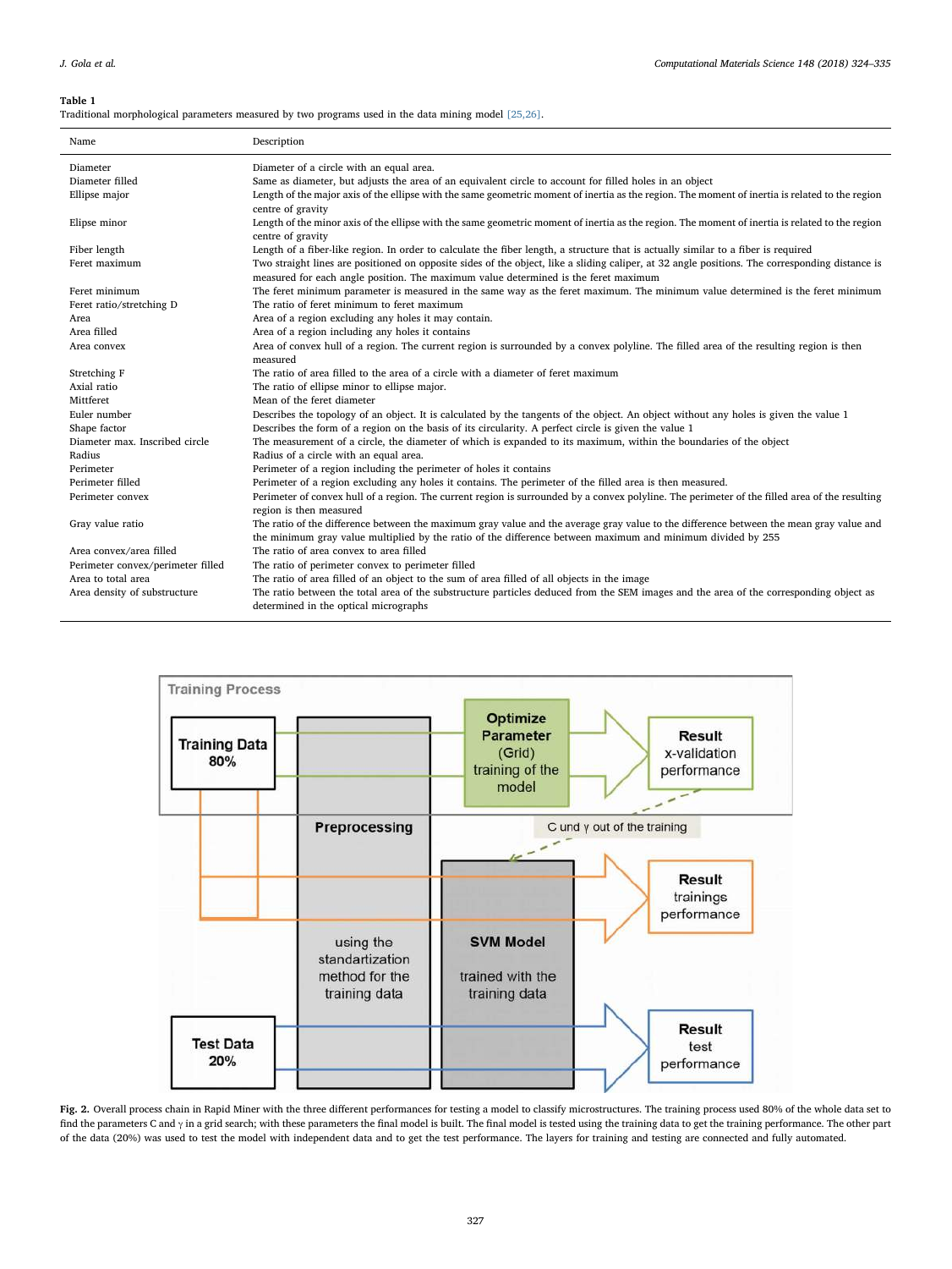**Table 1**
Traditional morphological parameters measured by two programs used in the data mining model [25,26].

| Name | Description |
|---|---|
| Diameter | Diameter of a circle with an equal area. |
| Diameter filled | Same as diameter, but adjusts the area of an equivalent circle to account for filled holes in an object |
| Ellipse major | Length of the major axis of the ellipse with the same geometric moment of inertia as the region. The moment of inertia is related to the region centre of gravity |
| Elipse minor | Length of the minor axis of the ellipse with the same geometric moment of inertia as the region. The moment of inertia is related to the region centre of gravity |
| Fiber length | Length of a fiber-like region. In order to calculate the fiber length, a structure that is actually similar to a fiber is required |
| Feret maximum | Two straight lines are positioned on opposite sides of the object, like a sliding caliper, at 32 angle positions. The corresponding distance is measured for each angle position. The maximum value determined is the feret maximum |
| Feret minimum | The feret minimum parameter is measured in the same way as the feret maximum. The minimum value determined is the feret minimum |
| Feret ratio/stretching D | The ratio of feret minimum to feret maximum |
| Area | Area of a region excluding any holes it may contain. |
| Area filled | Area of a region including any holes it contains |
| Area convex | Area of convex hull of a region. The current region is surrounded by a convex polyline. The filled area of the resulting region is then measured |
| Stretching F | The ratio of area filled to the area of a circle with a diameter of feret maximum |
| Axial ratio | The ratio of ellipse minor to ellipse major. |
| Mittferet | Mean of the feret diameter |
| Euler number | Describes the topology of an object. It is calculated by the tangents of the object. An object without any holes is given the value 1 |
| Shape factor | Describes the form of a region on the basis of its circularity. A perfect circle is given the value 1 |
| Diameter max. Inscribed circle | The measurement of a circle, the diameter of which is expanded to its maximum, within the boundaries of the object |
| Radius | Radius of a circle with an equal area. |
| Perimeter | Perimeter of a region including the perimeter of holes it contains |
| Perimeter filled | Perimeter of a region excluding any holes it contains. The perimeter of the filled area is then measured. |
| Perimeter convex | Perimeter of convex hull of a region. The current region is surrounded by a convex polyline. The perimeter of the filled area of the resulting region is then measured |
| Gray value ratio | The ratio of the difference between the maximum gray value and the average gray value to the difference between the mean gray value and the minimum gray value multiplied by the ratio of the difference between maximum and minimum divided by 255 |
| Area convex/area filled | The ratio of area convex to area filled |
| Perimeter convex/perimeter filled | The ratio of perimeter convex to perimeter filled |
| Area to total area | The ratio of area filled of an object to the sum of area filled of all objects in the image |
| Area density of substructure | The ratio between the total area of the substructure particles deduced from the SEM images and the area of the corresponding object as determined in the optical micrographs |

**Fig. 2.** Overall process chain in Rapid Miner with the three different performances for testing a model to classify microstructures. The training process used 80% of the whole data set to find the parameters C and $\gamma$ in a grid search; with these parameters the final model is built. The final model is tested using the training data to get the training performance. The other part of the data (20%) was used to test the model with independent data and to get the test performance. The layers for training and testing are connected and fully automated.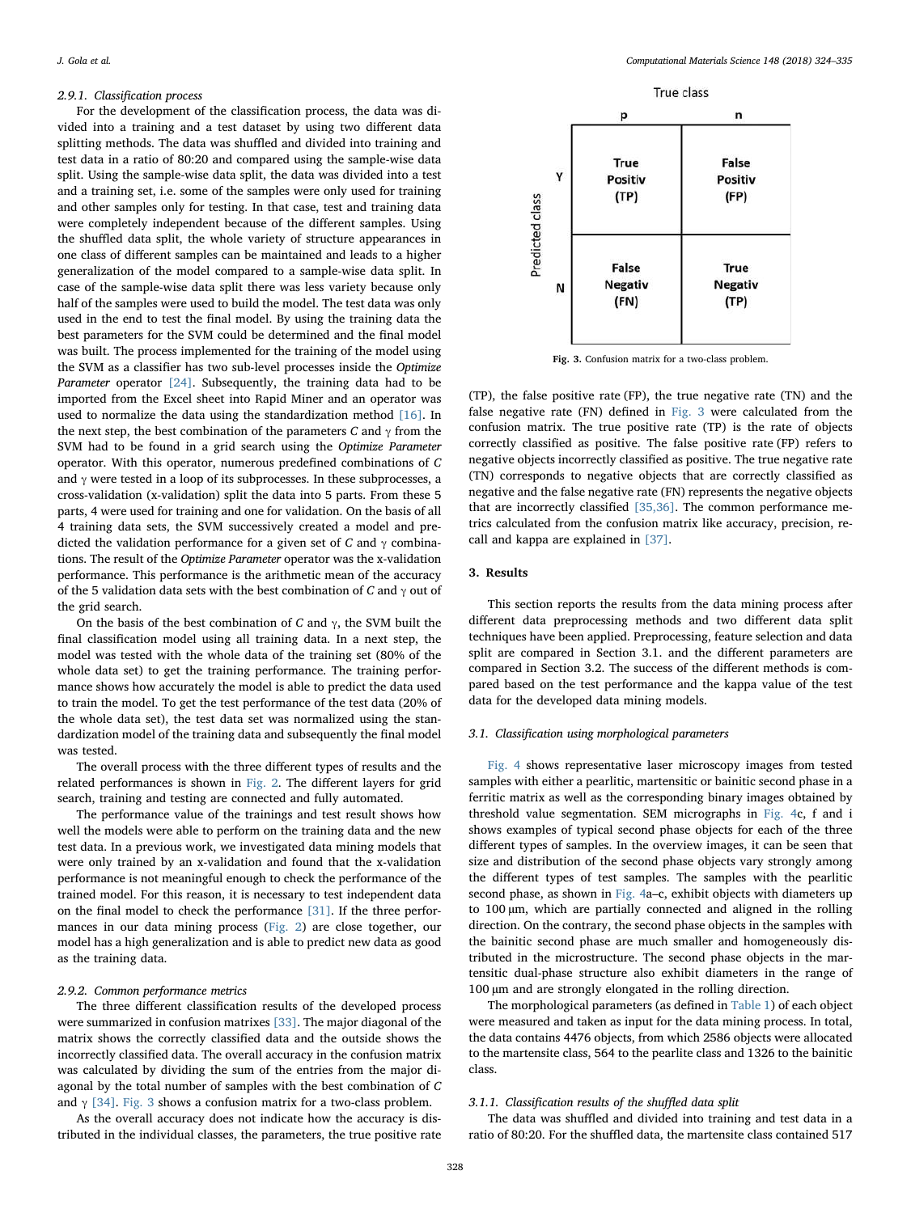#### 2.9.1. Classification process

For the development of the classification process, the data was divided into a training and a test dataset by using two different data splitting methods. The data was shuffled and divided into training and test data in a ratio of 80:20 and compared using the sample-wise data split. Using the sample-wise data split, the data was divided into a test and a training set, i.e. some of the samples were only used for training and other samples only for testing. In that case, test and training data were completely independent because of the different samples. Using the shuffled data split, the whole variety of structure appearances in one class of different samples can be maintained and leads to a higher generalization of the model compared to a sample-wise data split. In case of the sample-wise data split there was less variety because only half of the samples were used to build the model. The test data was only used in the end to test the final model. By using the training data the best parameters for the SVM could be determined and the final model was built. The process implemented for the training of the model using the SVM as a classifier has two sub-level processes inside the *Optimize Parameter* operator [24]. Subsequently, the training data had to be imported from the Excel sheet into Rapid Miner and an operator was used to normalize the data using the standardization method [16]. In the next step, the best combination of the parameters $C$ and $\gamma$ from the SVM had to be found in a grid search using the *Optimize Parameter* operator. With this operator, numerous predefined combinations of $C$ and $\gamma$ were tested in a loop of its subprocesses. In these subprocesses, a cross-validation (x-validation) split the data into 5 parts. From these 5 parts, 4 were used for training and one for validation. On the basis of all 4 training data sets, the SVM successively created a model and predicted the validation performance for a given set of $C$ and $\gamma$ combinations. The result of the *Optimize Parameter* operator was the x-validation performance. This performance is the arithmetic mean of the accuracy of the 5 validation data sets with the best combination of $C$ and $\gamma$ out of the grid search.

On the basis of the best combination of $C$ and $\gamma$, the SVM built the final classification model using all training data. In a next step, the model was tested with the whole data of the training set (80% of the whole data set) to get the training performance. The training performance shows how accurately the model is able to predict the data used to train the model. To get the test performance of the test data (20% of the whole data set), the test data set was normalized using the standardization model of the training data and subsequently the final model was tested.

The overall process with the three different types of results and the related performances is shown in Fig. 2. The different layers for grid search, training and testing are connected and fully automated.

The performance value of the trainings and test result shows how well the models were able to perform on the training data and the new test data. In a previous work, we investigated data mining models that were only trained by an x-validation and found that the x-validation performance is not meaningful enough to check the performance of the trained model. For this reason, it is necessary to test independent data on the final model to check the performance [31]. If the three performances in our data mining process (Fig. 2) are close together, our model has a high generalization and is able to predict new data as good as the training data.

#### 2.9.2. Common performance metrics

The three different classification results of the developed process were summarized in confusion matrixes [33]. The major diagonal of the matrix shows the correctly classified data and the outside shows the incorrectly classified data. The overall accuracy in the confusion matrix was calculated by dividing the sum of the entries from the major diagonal by the total number of samples with the best combination of $C$ and $\gamma$ [34]. Fig. 3 shows a confusion matrix for a two-class problem.

As the overall accuracy does not indicate how the accuracy is distributed in the individual classes, the parameters, the true positive rate

| Predicted class \ True class | p | n |
|---|---|---|
| Y | True Positiv (TP) | False Positiv (FP) |
| N | False Negativ (FN) | True Negativ (TP) |

**Fig. 3.** Confusion matrix for a two-class problem.

(TP), the false positive rate (FP), the true negative rate (TN) and the false negative rate (FN) defined in Fig. 3 were calculated from the confusion matrix. The true positive rate (TP) is the rate of objects correctly classified as positive. The false positive rate (FP) refers to negative objects incorrectly classified as positive. The true negative rate (TN) corresponds to negative objects that are correctly classified as negative and the false negative rate (FN) represents the negative objects that are incorrectly classified [35,36]. The common performance metrics calculated from the confusion matrix like accuracy, precision, recall and kappa are explained in [37].

## 3. Results

This section reports the results from the data mining process after different data preprocessing methods and two different data split techniques have been applied. Preprocessing, feature selection and data split are compared in Section 3.1. and the different parameters are compared in Section 3.2. The success of the different methods is compared based on the test performance and the kappa value of the test data for the developed data mining models.

### 3.1. Classification using morphological parameters

Fig. 4 shows representative laser microscopy images from tested samples with either a pearlitic, martensitic or bainitic second phase in a ferritic matrix as well as the corresponding binary images obtained by threshold value segmentation. SEM micrographs in Fig. 4c, f and i shows examples of typical second phase objects for each of the three different types of samples. In the overview images, it can be seen that size and distribution of the second phase objects vary strongly among the different types of test samples. The samples with the pearlitic second phase, as shown in Fig. 4a–c, exhibit objects with diameters up to 100 µm, which are partially connected and aligned in the rolling direction. On the contrary, the second phase objects in the samples with the bainitic second phase are much smaller and homogeneously distributed in the microstructure. The second phase objects in the martensitic dual-phase structure also exhibit diameters in the range of 100 µm and are strongly elongated in the rolling direction.

The morphological parameters (as defined in Table 1) of each object were measured and taken as input for the data mining process. In total, the data contains 4476 objects, from which 2586 objects were allocated to the martensite class, 564 to the pearlite class and 1326 to the bainitic class.

#### 3.1.1. Classification results of the shuffled data split

The data was shuffled and divided into training and test data in a ratio of 80:20. For the shuffled data, the martensite class contained 517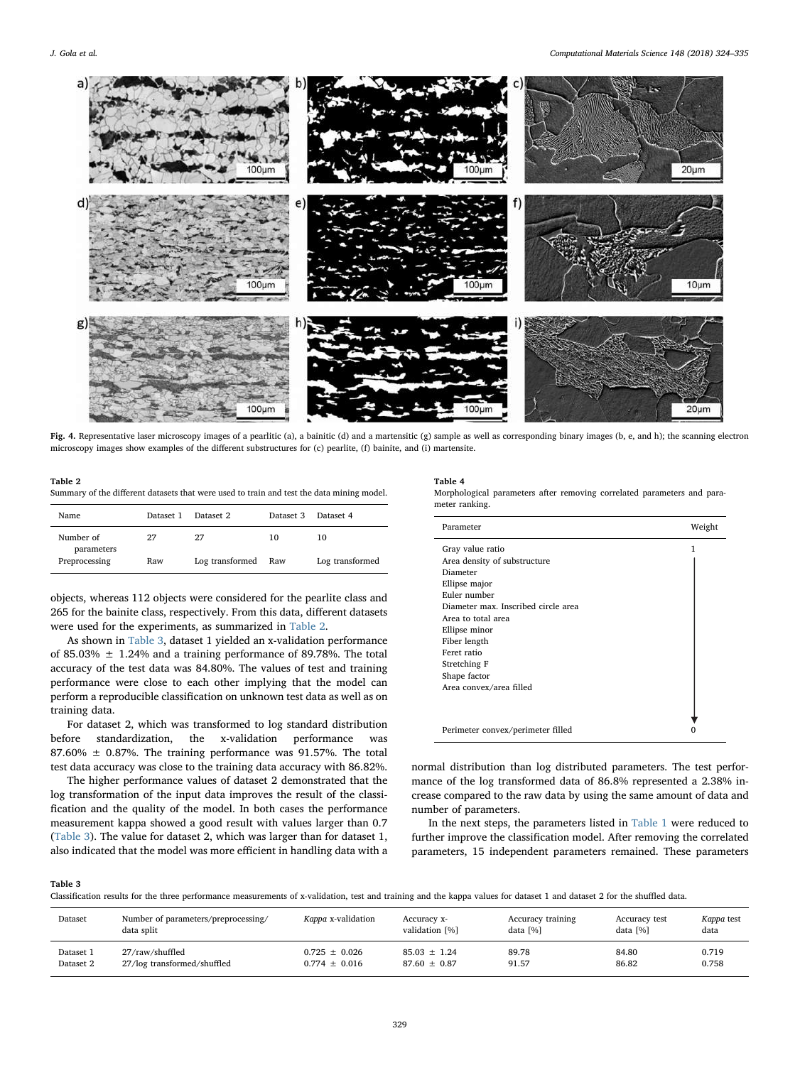Fig. 4. Representative laser microscopy images of a pearlitic (a), a bainitic (d) and a martensitic (g) sample as well as corresponding binary images (b, e, and h); the scanning electron microscopy images show examples of the different substructures for (c) pearlite, (f) bainite, and (i) martensite.

**Table 2**
Summary of the different datasets that were used to train and test the data mining model.

| Name | Dataset 1 | Dataset 2 | Dataset 3 | Dataset 4 |
|---|---|---|---|---|
| Number of parameters | 27 | 27 | 10 | 10 |
| Preprocessing | Raw | Log transformed | Raw | Log transformed |

objects, whereas 112 objects were considered for the pearlite class and 265 for the bainite class, respectively. From this data, different datasets were used for the experiments, as summarized in Table 2.

As shown in Table 3, dataset 1 yielded an x-validation performance of 85.03% ± 1.24% and a training performance of 89.78%. The total accuracy of the test data was 84.80%. The values of test and training performance were close to each other implying that the model can perform a reproducible classification on unknown test data as well as on training data.

For dataset 2, which was transformed to log standard distribution before standardization, the x-validation performance was 87.60% ± 0.87%. The training performance was 91.57%. The total test data accuracy was close to the training data accuracy with 86.82%.

The higher performance values of dataset 2 demonstrated that the log transformation of the input data improves the result of the classification and the quality of the model. In both cases the performance measurement kappa showed a good result with values larger than 0.7 (Table 3). The value for dataset 2, which was larger than for dataset 1, also indicated that the model was more efficient in handling data with a normal distribution than log distributed parameters. The test performance of the log transformed data of 86.8% represented a 2.38% increase compared to the raw data by using the same amount of data and number of parameters.

In the next steps, the parameters listed in Table 1 were reduced to further improve the classification model. After removing the correlated parameters, 15 independent parameters remained. These parameters

**Table 4**
Morphological parameters after removing correlated parameters and parameter ranking.

| Parameter | Weight |
|---|---|
| Gray value ratio | 1 |
| Area density of substructure | |
| Diameter | |
| Ellipse major | |
| Euler number | |
| Diameter max. Inscribed circle area | |
| Area to total area | |
| Ellipse minor | |
| Fiber length | |
| Feret ratio | |
| Stretching F | |
| Shape factor | |
| Area convex/area filled | |
| Perimeter convex/perimeter filled | 0 |

**Table 3**
Classification results for the three performance measurements of x-validation, test and training and the kappa values for dataset 1 and dataset 2 for the shuffled data.

| Dataset | Number of parameters/preprocessing/data split | *Kappa* x-validation | Accuracy x-validation [%] | Accuracy training data [%] | Accuracy test data [%] | *Kappa* test data |
|---|---|---|---|---|---|---|
| Dataset 1 | 27/raw/shuffled | 0.725 ± 0.026 | 85.03 ± 1.24 | 89.78 | 84.80 | 0.719 |
| Dataset 2 | 27/log transformed/shuffled | 0.774 ± 0.016 | 87.60 ± 0.87 | 91.57 | 86.82 | 0.758 |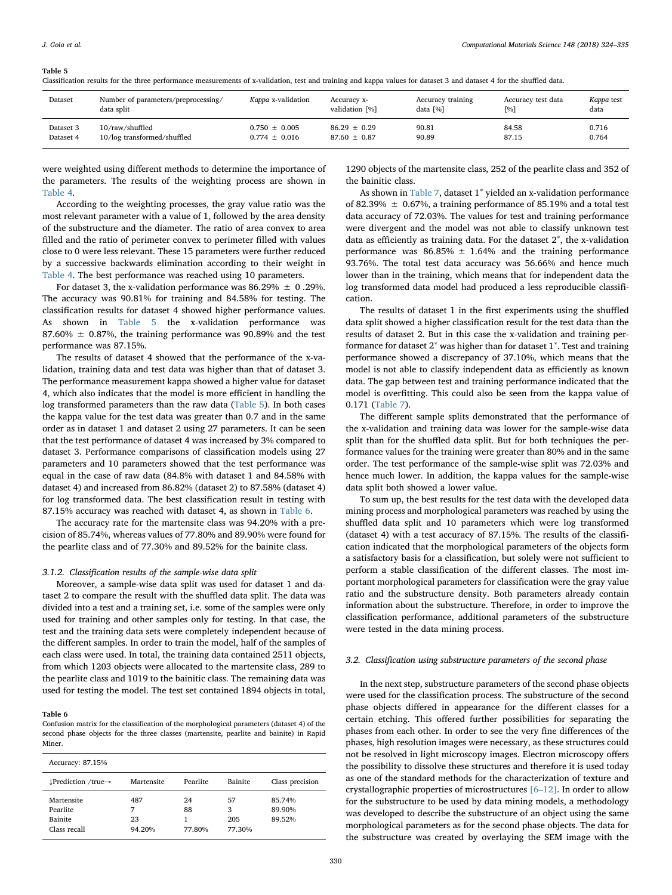**Table 5**
Classification results for the three performance measurements of x-validation, test and training and kappa values for dataset 3 and dataset 4 for the shuffled data.

| Dataset | Number of parameters/preprocessing/ data split | *Kappa* x-validation | Accuracy x-validation [%] | Accuracy training data [%] | Accuracy test data [%] | *Kappa* test data |
|---|---|---|---|---|---|---|
| Dataset 3 | 10/raw/shuffled | 0.750 ± 0.005 | 86.29 ± 0.29 | 90.81 | 84.58 | 0.716 |
| Dataset 4 | 10/log transformed/shuffled | 0.774 ± 0.016 | 87.60 ± 0.87 | 90.89 | 87.15 | 0.764 |

were weighted using different methods to determine the importance of the parameters. The results of the weighting process are shown in Table 4.

According to the weighting processes, the gray value ratio was the most relevant parameter with a value of 1, followed by the area density of the substructure and the diameter. The ratio of area convex to area filled and the ratio of perimeter convex to perimeter filled with values close to 0 were less relevant. These 15 parameters were further reduced by a successive backwards elimination according to their weight in Table 4. The best performance was reached using 10 parameters.

For dataset 3, the x-validation performance was 86.29% ± 0 .29%. The accuracy was 90.81% for training and 84.58% for testing. The classification results for dataset 4 showed higher performance values. As shown in Table 5 the x-validation performance was 87.60% ± 0.87%, the training performance was 90.89% and the test performance was 87.15%.

The results of dataset 4 showed that the performance of the x-validation, training data and test data was higher than that of dataset 3. The performance measurement kappa showed a higher value for dataset 4, which also indicates that the model is more efficient in handling the log transformed parameters than the raw data (Table 5). In both cases the kappa value for the test data was greater than 0.7 and in the same order as in dataset 1 and dataset 2 using 27 parameters. It can be seen that the test performance of dataset 4 was increased by 3% compared to dataset 3. Performance comparisons of classification models using 27 parameters and 10 parameters showed that the test performance was equal in the case of raw data (84.8% with dataset 1 and 84.58% with dataset 4) and increased from 86.82% (dataset 2) to 87.58% (dataset 4) for log transformed data. The best classification result in testing with 87.15% accuracy was reached with dataset 4, as shown in Table 6.

The accuracy rate for the martensite class was 94.20% with a precision of 85.74%, whereas values of 77.80% and 89.90% were found for the pearlite class and of 77.30% and 89.52% for the bainite class.

#### 3.1.2. Classification results of the sample-wise data split

Moreover, a sample-wise data split was used for dataset 1 and dataset 2 to compare the result with the shuffled data split. The data was divided into a test and a training set, i.e. some of the samples were only used for training and other samples only for testing. In that case, the test and the training data sets were completely independent because of the different samples. In order to train the model, half of the samples of each class were used. In total, the training data contained 2511 objects, from which 1203 objects were allocated to the martensite class, 289 to the pearlite class and 1019 to the bainitic class. The remaining data was used for testing the model. The test set contained 1894 objects in total, 1290 objects of the martensite class, 252 of the pearlite class and 352 of the bainitic class.

As shown in Table 7, dataset 1* yielded an x-validation performance of 82.39% ± 0.67%, a training performance of 85.19% and a total test data accuracy of 72.03%. The values for test and training performance were divergent and the model was not able to classify unknown test data as efficiently as training data. For the dataset 2*, the x-validation performance was 86.85% ± 1.64% and the training performance 93.76%. The total test data accuracy was 56.66% and hence much lower than in the training, which means that for independent data the log transformed data model had produced a less reproducible classification.

The results of dataset 1 in the first experiments using the shuffled data split showed a higher classification result for the test data than the results of dataset 2. But in this case the x-validation and training performance for dataset 2* was higher than for dataset 1*. Test and training performance showed a discrepancy of 37.10%, which means that the model is not able to classify independent data as efficiently as known data. The gap between test and training performance indicated that the model is overfitting. This could also be seen from the kappa value of 0.171 (Table 7).

The different sample splits demonstrated that the performance of the x-validation and training data was lower for the sample-wise data split than for the shuffled data split. But for both techniques the performance values for the training were greater than 80% and in the same order. The test performance of the sample-wise split was 72.03% and hence much lower. In addition, the kappa values for the sample-wise data split both showed a lower value.

To sum up, the best results for the test data with the developed data mining process and morphological parameters was reached by using the shuffled data split and 10 parameters which were log transformed (dataset 4) with a test accuracy of 87.15%. The results of the classification indicated that the morphological parameters of the objects form a satisfactory basis for a classification, but solely were not sufficient to perform a stable classification of the different classes. The most important morphological parameters for classification were the gray value ratio and the substructure density. Both parameters already contain information about the substructure. Therefore, in order to improve the classification performance, additional parameters of the substructure were tested in the data mining process.

**Table 6**
Confusion matrix for the classification of the morphological parameters (dataset 4) of the second phase objects for the three classes (martensite, pearlite and bainite) in Rapid Miner.

| Accuracy: 87.15% | | | | |
|---|---|---|---|---|
| ↓Prediction /true→ | Martensite | Pearlite | Bainite | Class precision |
| Martensite | 487 | 24 | 57 | 85.74% |
| Pearlite | 7 | 88 | 3 | 89.90% |
| Bainite | 23 | 1 | 205 | 89.52% |
| Class recall | 94.20% | 77.80% | 77.30% | |

### 3.2. Classification using substructure parameters of the second phase

In the next step, substructure parameters of the second phase objects were used for the classification process. The substructure of the second phase objects differed in appearance for the different classes for a certain etching. This offered further possibilities for separating the phases from each other. In order to see the very fine differences of the phases, high resolution images were necessary, as these structures could not be resolved in light microscopy images. Electron microscopy offers the possibility to dissolve these structures and therefore it is used today as one of the standard methods for the characterization of texture and crystallographic properties of microstructures [6–12]. In order to allow for the substructure to be used by data mining models, a methodology was developed to describe the substructure of an object using the same morphological parameters as for the second phase objects. The data for the substructure was created by overlaying the SEM image with the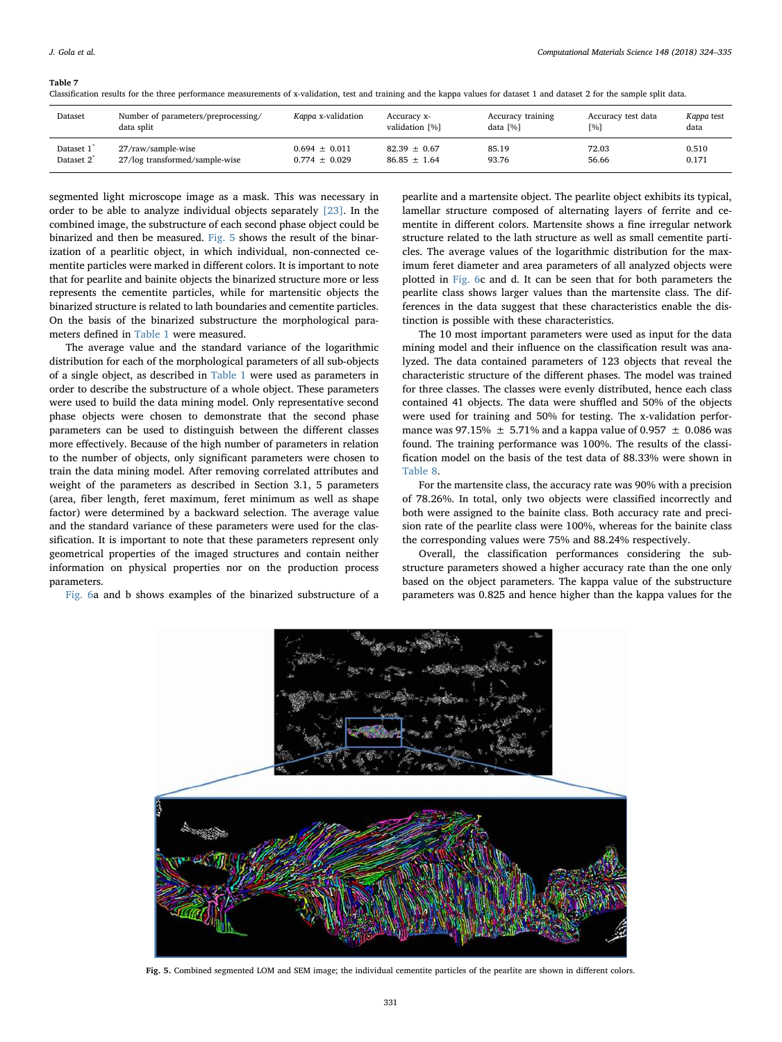**Table 7**
Classification results for the three performance measurements of x-validation, test and training and the kappa values for dataset 1 and dataset 2 for the sample split data.

| Dataset | Number of parameters/preprocessing/ data split | *Kappa* x-validation | Accuracy x-validation [%] | Accuracy training data [%] | Accuracy test data [%] | *Kappa* test data |
|---|---|---|---|---|---|---|
| Dataset 1* | 27/raw/sample-wise | 0.694 ± 0.011 | 82.39 ± 0.67 | 85.19 | 72.03 | 0.510 |
| Dataset 2* | 27/log transformed/sample-wise | 0.774 ± 0.029 | 86.85 ± 1.64 | 93.76 | 56.66 | 0.171 |

segmented light microscope image as a mask. This was necessary in order to be able to analyze individual objects separately [23]. In the combined image, the substructure of each second phase object could be binarized and then be measured. Fig. 5 shows the result of the binarization of a pearlitic object, in which individual, non-connected cementite particles were marked in different colors. It is important to note that for pearlite and bainite objects the binarized structure more or less represents the cementite particles, while for martensitic objects the binarized structure is related to lath boundaries and cementite particles. On the basis of the binarized substructure the morphological parameters defined in Table 1 were measured.

The average value and the standard variance of the logarithmic distribution for each of the morphological parameters of all sub-objects of a single object, as described in Table 1 were used as parameters in order to describe the substructure of a whole object. These parameters were used to build the data mining model. Only representative second phase objects were chosen to demonstrate that the second phase parameters can be used to distinguish between the different classes more effectively. Because of the high number of parameters in relation to the number of objects, only significant parameters were chosen to train the data mining model. After removing correlated attributes and weight of the parameters as described in Section 3.1, 5 parameters (area, fiber length, feret maximum, feret minimum as well as shape factor) were determined by a backward selection. The average value and the standard variance of these parameters were used for the classification. It is important to note that these parameters represent only geometrical properties of the imaged structures and contain neither information on physical properties nor on the production process parameters.

Fig. 6a and b shows examples of the binarized substructure of a pearlite and a martensite object. The pearlite object exhibits its typical, lamellar structure composed of alternating layers of ferrite and cementite in different colors. Martensite shows a fine irregular network structure related to the lath structure as well as small cementite particles. The average values of the logarithmic distribution for the maximum feret diameter and area parameters of all analyzed objects were plotted in Fig. 6c and d. It can be seen that for both parameters the pearlite class shows larger values than the martensite class. The differences in the data suggest that these characteristics enable the distinction is possible with these characteristics.

The 10 most important parameters were used as input for the data mining model and their influence on the classification result was analyzed. The data contained parameters of 123 objects that reveal the characteristic structure of the different phases. The model was trained for three classes. The classes were evenly distributed, hence each class contained 41 objects. The data were shuffled and 50% of the objects were used for training and 50% for testing. The x-validation performance was 97.15% ± 5.71% and a kappa value of 0.957 ± 0.086 was found. The training performance was 100%. The results of the classification model on the basis of the test data of 88.33% were shown in Table 8.

For the martensite class, the accuracy rate was 90% with a precision of 78.26%. In total, only two objects were classified incorrectly and both were assigned to the bainite class. Both accuracy rate and precision rate of the pearlite class were 100%, whereas for the bainite class the corresponding values were 75% and 88.24% respectively.

Overall, the classification performances considering the substructure parameters showed a higher accuracy rate than the one only based on the object parameters. The kappa value of the substructure parameters was 0.825 and hence higher than the kappa values for the

**Fig. 5.** Combined segmented LOM and SEM image; the individual cementite particles of the pearlite are shown in different colors.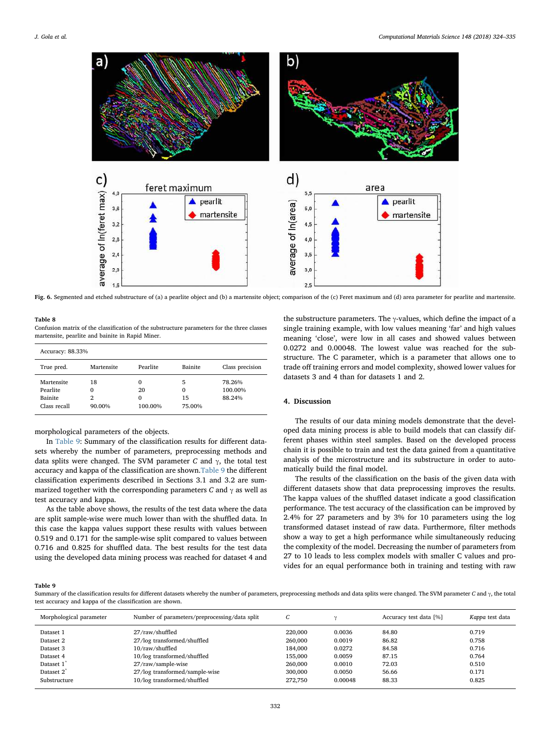Fig. 6. Segmented and etched substructure of (a) a pearlite object and (b) a martensite object; comparison of the (c) Feret maximum and (d) area parameter for pearlite and martensite.

**Table 8**
Confusion matrix of the classification of the substructure parameters for the three classes martensite, pearlite and bainite in Rapid Miner.

| Accuracy: 88.33% | | | | |
|---|---|---|---|---|
| True pred. | Martensite | Pearlite | Bainite | Class precision |
| Martensite | 18 | 0 | 5 | 78.26% |
| Pearlite | 0 | 20 | 0 | 100.00% |
| Bainite | 2 | 0 | 15 | 88.24% |
| Class recall | 90.00% | 100.00% | 75.00% | |

morphological parameters of the objects.

In Table 9: Summary of the classification results for different datasets whereby the number of parameters, preprocessing methods and data splits were changed. The SVM parameter *C* and γ, the total test accuracy and kappa of the classification are shown.Table 9 the different classification experiments described in Sections 3.1 and 3.2 are summarized together with the corresponding parameters *C* and γ as well as test accuracy and kappa.

As the table above shows, the results of the test data where the data are split sample-wise were much lower than with the shuffled data. In this case the kappa values support these results with values between 0.519 and 0.171 for the sample-wise split compared to values between 0.716 and 0.825 for shuffled data. The best results for the test data using the developed data mining process was reached for dataset 4 and the substructure parameters. The γ-values, which define the impact of a single training example, with low values meaning 'far' and high values meaning 'close', were low in all cases and showed values between 0.0272 and 0.00048. The lowest value was reached for the substructure. The C parameter, which is a parameter that allows one to trade off training errors and model complexity, showed lower values for datasets 3 and 4 than for datasets 1 and 2.

## 4. Discussion

The results of our data mining models demonstrate that the developed data mining process is able to build models that can classify different phases within steel samples. Based on the developed process chain it is possible to train and test the data gained from a quantitative analysis of the microstructure and its substructure in order to automatically build the final model.

The results of the classification on the basis of the given data with different datasets show that data preprocessing improves the results. The kappa values of the shuffled dataset indicate a good classification performance. The test accuracy of the classification can be improved by 2.4% for 27 parameters and by 3% for 10 parameters using the log transformed dataset instead of raw data. Furthermore, filter methods show a way to get a high performance while simultaneously reducing the complexity of the model. Decreasing the number of parameters from 27 to 10 leads to less complex models with smaller C values and provides for an equal performance both in training and testing with raw

**Table 9**
Summary of the classification results for different datasets whereby the number of parameters, preprocessing methods and data splits were changed. The SVM parameter *C* and γ, the total test accuracy and kappa of the classification are shown.

| Morphological parameter | Number of parameters/preprocessing/data split | *C* | γ | Accuracy test data [%] | *Kappa* test data |
|---|---|---|---|---|---|
| Dataset 1 | 27/raw/shuffled | 220,000 | 0.0036 | 84.80 | 0.719 |
| Dataset 2 | 27/log transformed/shuffled | 260,000 | 0.0019 | 86.82 | 0.758 |
| Dataset 3 | 10/raw/shuffled | 184,000 | 0.0272 | 84.58 | 0.716 |
| Dataset 4 | 10/log transformed/shuffled | 155,000 | 0.0059 | 87.15 | 0.764 |
| Dataset 1* | 27/raw/sample-wise | 260,000 | 0.0010 | 72.03 | 0.510 |
| Dataset 2* | 27/log transformed/sample-wise | 300,000 | 0.0050 | 56.66 | 0.171 |
| Substructure | 10/log transformed/shuffled | 272,750 | 0.00048 | 88.33 | 0.825 |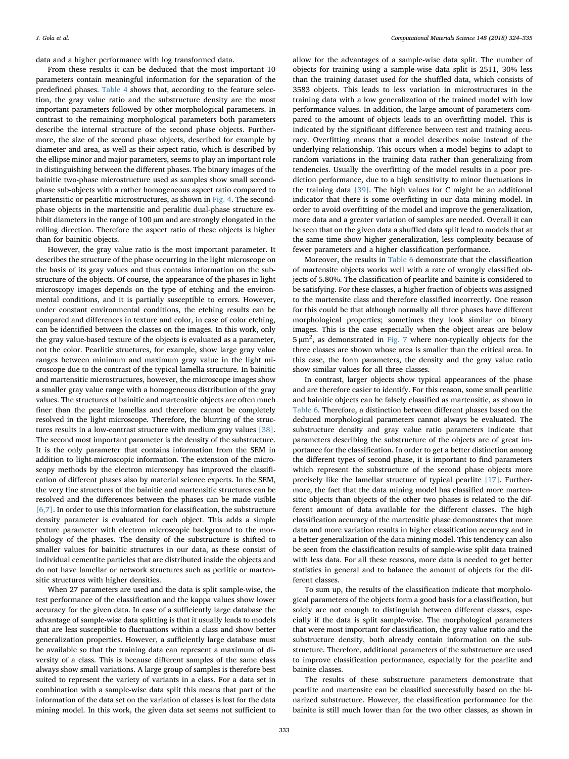data and a higher performance with log transformed data.

From these results it can be deduced that the most important 10 parameters contain meaningful information for the separation of the predefined phases. Table 4 shows that, according to the feature selection, the gray value ratio and the substructure density are the most important parameters followed by other morphological parameters. In contrast to the remaining morphological parameters both parameters describe the internal structure of the second phase objects. Furthermore, the size of the second phase objects, described for example by diameter and area, as well as their aspect ratio, which is described by the ellipse minor and major parameters, seems to play an important role in distinguishing between the different phases. The binary images of the bainitic two-phase microstructure used as samples show small second-phase sub-objects with a rather homogeneous aspect ratio compared to martensitic or pearlitic microstructures, as shown in Fig. 4. The second-phase objects in the martensitic and peralitic dual-phase structure exhibit diameters in the range of 100 µm and are strongly elongated in the rolling direction. Therefore the aspect ratio of these objects is higher than for bainitic objects.

However, the gray value ratio is the most important parameter. It describes the structure of the phase occurring in the light microscope on the basis of its gray values and thus contains information on the substructure of the objects. Of course, the appearance of the phases in light microscopy images depends on the type of etching and the environmental conditions, and it is partially susceptible to errors. However, under constant environmental conditions, the etching results can be compared and differences in texture and color, in case of color etching, can be identified between the classes on the images. In this work, only the gray value-based texture of the objects is evaluated as a parameter, not the color. Pearlitic structures, for example, show large gray value ranges between minimum and maximum gray value in the light microscope due to the contrast of the typical lamella structure. In bainitic and martensitic microstructures, however, the microscope images show a smaller gray value range with a homogeneous distribution of the gray values. The structures of bainitic and martensitic objects are often much finer than the pearlite lamellas and therefore cannot be completely resolved in the light microscope. Therefore, the blurring of the structures results in a low-contrast structure with medium gray values [38]. The second most important parameter is the density of the substructure. It is the only parameter that contains information from the SEM in addition to light-microscopic information. The extension of the microscopy methods by the electron microscopy has improved the classification of different phases also by material science experts. In the SEM, the very fine structures of the bainitic and martensitic structures can be resolved and the differences between the phases can be made visible [6,7]. In order to use this information for classification, the substructure density parameter is evaluated for each object. This adds a simple texture parameter with electron microscopic background to the morphology of the phases. The density of the substructure is shifted to smaller values for bainitic structures in our data, as these consist of individual cementite particles that are distributed inside the objects and do not have lamellar or network structures such as perlitic or martensitic structures with higher densities.

When 27 parameters are used and the data is split sample-wise, the test performance of the classification and the kappa values show lower accuracy for the given data. In case of a sufficiently large database the advantage of sample-wise data splitting is that it usually leads to models that are less susceptible to fluctuations within a class and show better generalization properties. However, a sufficiently large database must be available so that the training data can represent a maximum of diversity of a class. This is because different samples of the same class always show small variations. A large group of samples is therefore best suited to represent the variety of variants in a class. For a data set in combination with a sample-wise data split this means that part of the information of the data set on the variation of classes is lost for the data mining model. In this work, the given data set seems not sufficient to allow for the advantages of a sample-wise data split. The number of objects for training using a sample-wise data split is 2511, 30% less than the training dataset used for the shuffled data, which consists of 3583 objects. This leads to less variation in microstructures in the training data with a low generalization of the trained model with low performance values. In addition, the large amount of parameters compared to the amount of objects leads to an overfitting model. This is indicated by the significant difference between test and training accuracy. Overfitting means that a model describes noise instead of the underlying relationship. This occurs when a model begins to adapt to random variations in the training data rather than generalizing from tendencies. Usually the overfitting of the model results in a poor prediction performance, due to a high sensitivity to minor fluctuations in the training data [39]. The high values for $C$ might be an additional indicator that there is some overfitting in our data mining model. In order to avoid overfitting of the model and improve the generalization, more data and a greater variation of samples are needed. Overall it can be seen that on the given data a shuffled data split lead to models that at the same time show higher generalization, less complexity because of fewer parameters and a higher classification performance.

Moreover, the results in Table 6 demonstrate that the classification of martensite objects works well with a rate of wrongly classified objects of 5.80%. The classification of pearlite and bainite is considered to be satisfying. For these classes, a higher fraction of objects was assigned to the martensite class and therefore classified incorrectly. One reason for this could be that although normally all three phases have different morphological properties; sometimes they look similar on binary images. This is the case especially when the object areas are below 5 µm$^2$, as demonstrated in Fig. 7 where non-typically objects for the three classes are shown whose area is smaller than the critical area. In this case, the form parameters, the density and the gray value ratio show similar values for all three classes.

In contrast, larger objects show typical appearances of the phase and are therefore easier to identify. For this reason, some small pearlitic and bainitic objects can be falsely classified as martensitic, as shown in Table 6. Therefore, a distinction between different phases based on the deduced morphological parameters cannot always be evaluated. The substructure density and gray value ratio parameters indicate that parameters describing the substructure of the objects are of great importance for the classification. In order to get a better distinction among the different types of second phase, it is important to find parameters which represent the substructure of the second phase objects more precisely like the lamellar structure of typical pearlite [17]. Furthermore, the fact that the data mining model has classified more martensitic objects than objects of the other two phases is related to the different amount of data available for the different classes. The high classification accuracy of the martensitic phase demonstrates that more data and more variation results in higher classification accuracy and in a better generalization of the data mining model. This tendency can also be seen from the classification results of sample-wise split data trained with less data. For all these reasons, more data is needed to get better statistics in general and to balance the amount of objects for the different classes.

To sum up, the results of the classification indicate that morphological parameters of the objects form a good basis for a classification, but solely are not enough to distinguish between different classes, especially if the data is split sample-wise. The morphological parameters that were most important for classification, the gray value ratio and the substructure density, both already contain information on the substructure. Therefore, additional parameters of the substructure are used to improve classification performance, especially for the pearlite and bainite classes.

The results of these substructure parameters demonstrate that pearlite and martensite can be classified successfully based on the binarized substructure. However, the classification performance for the bainite is still much lower than for the two other classes, as shown in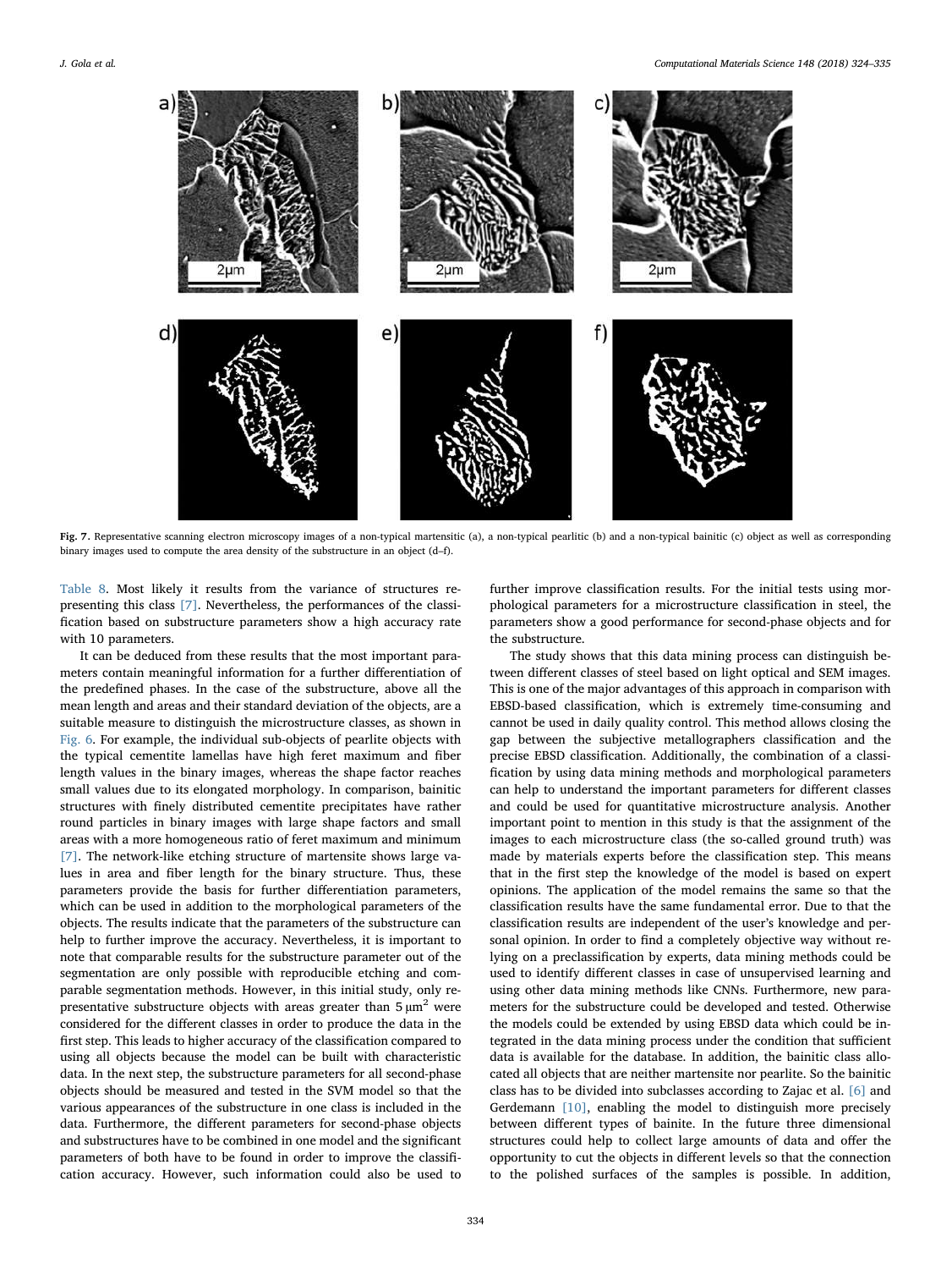a) b) c)

2µm 2µm 2µm

d) e) f)

**Fig. 7.** Representative scanning electron microscopy images of a non-typical martensitic (a), a non-typical pearlitic (b) and a non-typical bainitic (c) object as well as corresponding binary images used to compute the area density of the substructure in an object (d–f).

Table 8. Most likely it results from the variance of structures representing this class [7]. Nevertheless, the performances of the classification based on substructure parameters show a high accuracy rate with 10 parameters.

It can be deduced from these results that the most important parameters contain meaningful information for a further differentiation of the predefined phases. In the case of the substructure, above all the mean length and areas and their standard deviation of the objects, are a suitable measure to distinguish the microstructure classes, as shown in Fig. 6. For example, the individual sub-objects of pearlite objects with the typical cementite lamellas have high feret maximum and fiber length values in the binary images, whereas the shape factor reaches small values due to its elongated morphology. In comparison, bainitic structures with finely distributed cementite precipitates have rather round particles in binary images with large shape factors and small areas with a more homogeneous ratio of feret maximum and minimum [7]. The network-like etching structure of martensite shows large values in area and fiber length for the binary structure. Thus, these parameters provide the basis for further differentiation parameters, which can be used in addition to the morphological parameters of the objects. The results indicate that the parameters of the substructure can help to further improve the accuracy. Nevertheless, it is important to note that comparable results for the substructure parameter out of the segmentation are only possible with reproducible etching and comparable segmentation methods. However, in this initial study, only representative substructure objects with areas greater than $5\,\mu m^2$ were considered for the different classes in order to produce the data in the first step. This leads to higher accuracy of the classification compared to using all objects because the model can be built with characteristic data. In the next step, the substructure parameters for all second-phase objects should be measured and tested in the SVM model so that the various appearances of the substructure in one class is included in the data. Furthermore, the different parameters for second-phase objects and substructures have to be combined in one model and the significant parameters of both have to be found in order to improve the classification accuracy. However, such information could also be used to further improve classification results. For the initial tests using morphological parameters for a microstructure classification in steel, the parameters show a good performance for second-phase objects and for the substructure.

The study shows that this data mining process can distinguish between different classes of steel based on light optical and SEM images. This is one of the major advantages of this approach in comparison with EBSD-based classification, which is extremely time-consuming and cannot be used in daily quality control. This method allows closing the gap between the subjective metallographers classification and the precise EBSD classification. Additionally, the combination of a classification by using data mining methods and morphological parameters can help to understand the important parameters for different classes and could be used for quantitative microstructure analysis. Another important point to mention in this study is that the assignment of the images to each microstructure class (the so-called ground truth) was made by materials experts before the classification step. This means that in the first step the knowledge of the model is based on expert opinions. The application of the model remains the same so that the classification results have the same fundamental error. Due to that the classification results are independent of the user's knowledge and personal opinion. In order to find a completely objective way without relying on a preclassification by experts, data mining methods could be used to identify different classes in case of unsupervised learning and using other data mining methods like CNNs. Furthermore, new parameters for the substructure could be developed and tested. Otherwise the models could be extended by using EBSD data which could be integrated in the data mining process under the condition that sufficient data is available for the database. In addition, the bainitic class allocated all objects that are neither martensite nor pearlite. So the bainitic class has to be divided into subclasses according to Zajac et al. [6] and Gerdemann [10], enabling the model to distinguish more precisely between different types of bainite. In the future three dimensional structures could help to collect large amounts of data and offer the opportunity to cut the objects in different levels so that the connection to the polished surfaces of the samples is possible. In addition,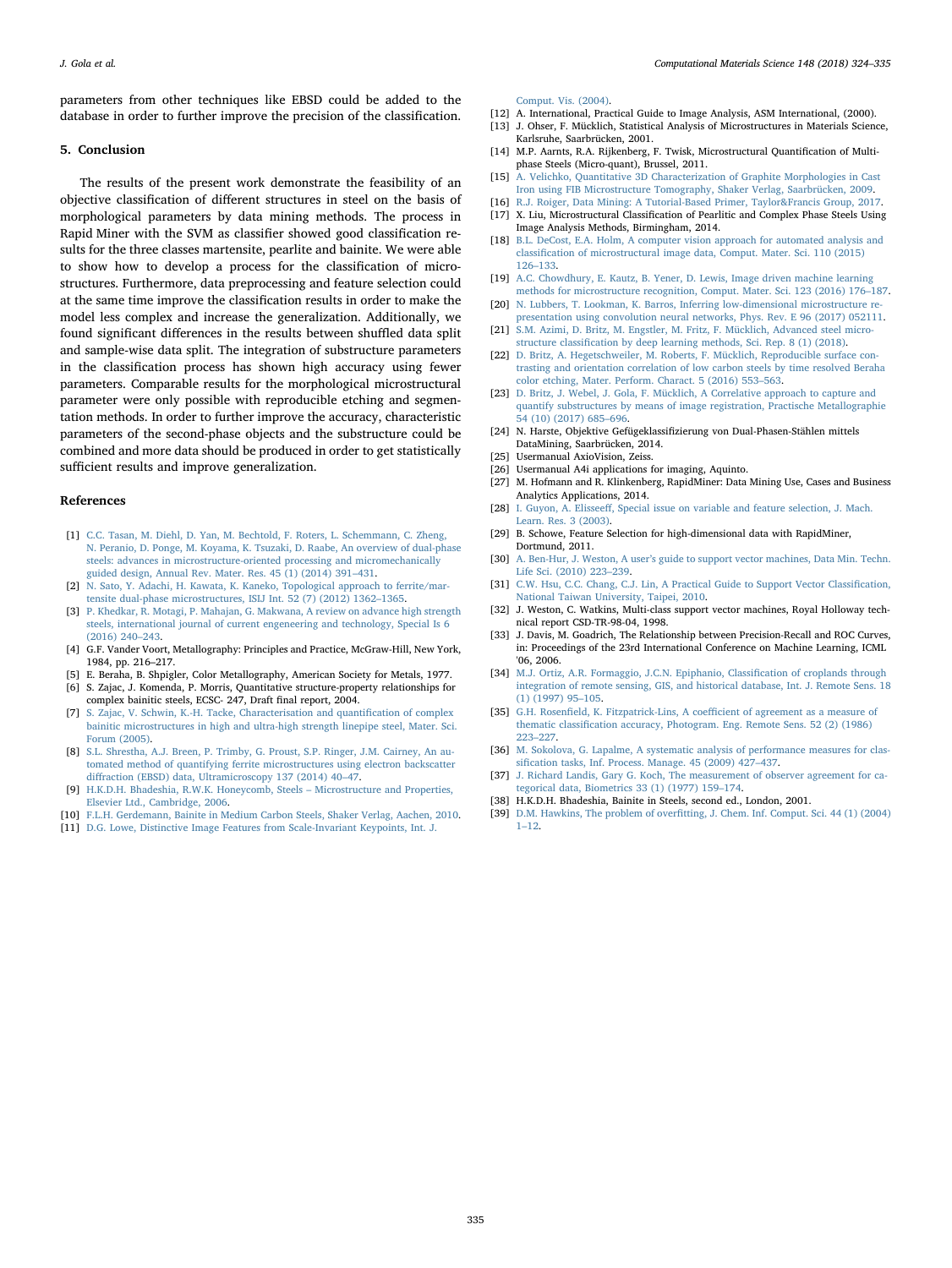parameters from other techniques like EBSD could be added to the database in order to further improve the precision of the classification.

## 5. Conclusion

The results of the present work demonstrate the feasibility of an objective classification of different structures in steel on the basis of morphological parameters by data mining methods. The process in Rapid Miner with the SVM as classifier showed good classification results for the three classes martensite, pearlite and bainite. We were able to show how to develop a process for the classification of microstructures. Furthermore, data preprocessing and feature selection could at the same time improve the classification results in order to make the model less complex and increase the generalization. Additionally, we found significant differences in the results between shuffled data split and sample-wise data split. The integration of substructure parameters in the classification process has shown high accuracy using fewer parameters. Comparable results for the morphological microstructural parameter were only possible with reproducible etching and segmentation methods. In order to further improve the accuracy, characteristic parameters of the second-phase objects and the substructure could be combined and more data should be produced in order to get statistically sufficient results and improve generalization.

## References

[1] C.C. Tasan, M. Diehl, D. Yan, M. Bechtold, F. Roters, L. Schemmann, C. Zheng, N. Peranio, D. Ponge, M. Koyama, K. Tsuzaki, D. Raabe, An overview of dual-phase steels: advances in microstructure-oriented processing and micromechanically guided design, Annual Rev. Mater. Res. 45 (1) (2014) 391–431.

[2] N. Sato, Y. Adachi, H. Kawata, K. Kaneko, Topological approach to ferrite/martensite dual-phase microstructures, ISIJ Int. 52 (7) (2012) 1362–1365.

[3] P. Khedkar, R. Motagi, P. Mahajan, G. Makwana, A review on advance high strength steels, international journal of current engeneering and technology, Special Is 6 (2016) 240–243.

[4] G.F. Vander Voort, Metallography: Principles and Practice, McGraw-Hill, New York, 1984, pp. 216–217.

[5] E. Beraha, B. Shpigler, Color Metallography, American Society for Metals, 1977.

[6] S. Zajac, J. Komenda, P. Morris, Quantitative structure-property relationships for complex bainitic steels, ECSC- 247, Draft final report, 2004.

[7] S. Zajac, V. Schwin, K.-H. Tacke, Characterisation and quantification of complex bainitic microstructures in high and ultra-high strength linepipe steel, Mater. Sci. Forum (2005).

[8] S.L. Shrestha, A.J. Breen, P. Trimby, G. Proust, S.P. Ringer, J.M. Cairney, An automated method of quantifying ferrite microstructures using electron backscatter diffraction (EBSD) data, Ultramicroscopy 137 (2014) 40–47.

[9] H.K.D.H. Bhadeshia, R.W.K. Honeycomb, Steels – Microstructure and Properties, Elsevier Ltd., Cambridge, 2006.

[10] F.L.H. Gerdemann, Bainite in Medium Carbon Steels, Shaker Verlag, Aachen, 2010.

[11] D.G. Lowe, Distinctive Image Features from Scale-Invariant Keypoints, Int. J. Comput. Vis. (2004).

[12] A. International, Practical Guide to Image Analysis, ASM International, (2000).

[13] J. Ohser, F. Mücklich, Statistical Analysis of Microstructures in Materials Science, Karlsruhe, Saarbrücken, 2001.

[14] M.P. Aarnts, R.A. Rijkenberg, F. Twisk, Microstructural Quantification of Multiphase Steels (Micro-quant), Brussel, 2011.

[15] A. Velichko, Quantitative 3D Characterization of Graphite Morphologies in Cast Iron using FIB Microstructure Tomography, Shaker Verlag, Saarbrücken, 2009.

[16] R.J. Roiger, Data Mining: A Tutorial-Based Primer, Taylor&Francis Group, 2017.

[17] X. Liu, Microstructural Classification of Pearlitic and Complex Phase Steels Using Image Analysis Methods, Birmingham, 2014.

[18] B.L. DeCost, E.A. Holm, A computer vision approach for automated analysis and classification of microstructural image data, Comput. Mater. Sci. 110 (2015) 126–133.

[19] A.C. Chowdhury, E. Kautz, B. Yener, D. Lewis, Image driven machine learning methods for microstructure recognition, Comput. Mater. Sci. 123 (2016) 176–187.

[20] N. Lubbers, T. Lookman, K. Barros, Inferring low-dimensional microstructure representation using convolution neural networks, Phys. Rev. E 96 (2017) 052111.

[21] S.M. Azimi, D. Britz, M. Engstler, M. Fritz, F. Mücklich, Advanced steel microstructure classification by deep learning methods, Sci. Rep. 8 (1) (2018).

[22] D. Britz, A. Hegetschweiler, M. Roberts, F. Mücklich, Reproducible surface contrasting and orientation correlation of low carbon steels by time resolved Beraha color etching, Mater. Perform. Charact. 5 (2016) 553–563.

[23] D. Britz, J. Webel, J. Gola, F. Mücklich, A Correlative approach to capture and quantify substructures by means of image registration, Practische Metallographie 54 (10) (2017) 685–696.

[24] N. Harste, Objektive Gefügeklassifizierung von Dual-Phasen-Stählen mittels DataMining, Saarbrücken, 2014.

[25] Usermanual AxioVision, Zeiss.

[26] Usermanual A4i applications for imaging, Aquinto.

[27] M. Hofmann and R. Klinkenberg, RapidMiner: Data Mining Use, Cases and Business Analytics Applications, 2014.

[28] I. Guyon, A. Elisseeff, Special issue on variable and feature selection, J. Mach. Learn. Res. 3 (2003).

[29] B. Schowe, Feature Selection for high-dimensional data with RapidMiner, Dortmund, 2011.

[30] A. Ben-Hur, J. Weston, A user's guide to support vector machines, Data Min. Techn. Life Sci. (2010) 223–239.

[31] C.W. Hsu, C.C. Chang, C.J. Lin, A Practical Guide to Support Vector Classification, National Taiwan University, Taipei, 2010.

[32] J. Weston, C. Watkins, Multi-class support vector machines, Royal Holloway technical report CSD-TR-98-04, 1998.

[33] J. Davis, M. Goadrich, The Relationship between Precision-Recall and ROC Curves, in: Proceedings of the 23rd International Conference on Machine Learning, ICML '06, 2006.

[34] M.J. Ortiz, A.R. Formaggio, J.C.N. Epiphanio, Classification of croplands through integration of remote sensing, GIS, and historical database, Int. J. Remote Sens. 18 (1) (1997) 95–105.

[35] G.H. Rosenfield, K. Fitzpatrick-Lins, A coefficient of agreement as a measure of thematic classification accuracy, Photogram. Eng. Remote Sens. 52 (2) (1986) 223–227.

[36] M. Sokolova, G. Lapalme, A systematic analysis of performance measures for classification tasks, Inf. Process. Manage. 45 (2009) 427–437.

[37] J. Richard Landis, Gary G. Koch, The measurement of observer agreement for categorical data, Biometrics 33 (1) (1977) 159–174.

[38] H.K.D.H. Bhadeshia, Bainite in Steels, second ed., London, 2001.

[39] D.M. Hawkins, The problem of overfitting, J. Chem. Inf. Comput. Sci. 44 (1) (2004) 1–12.